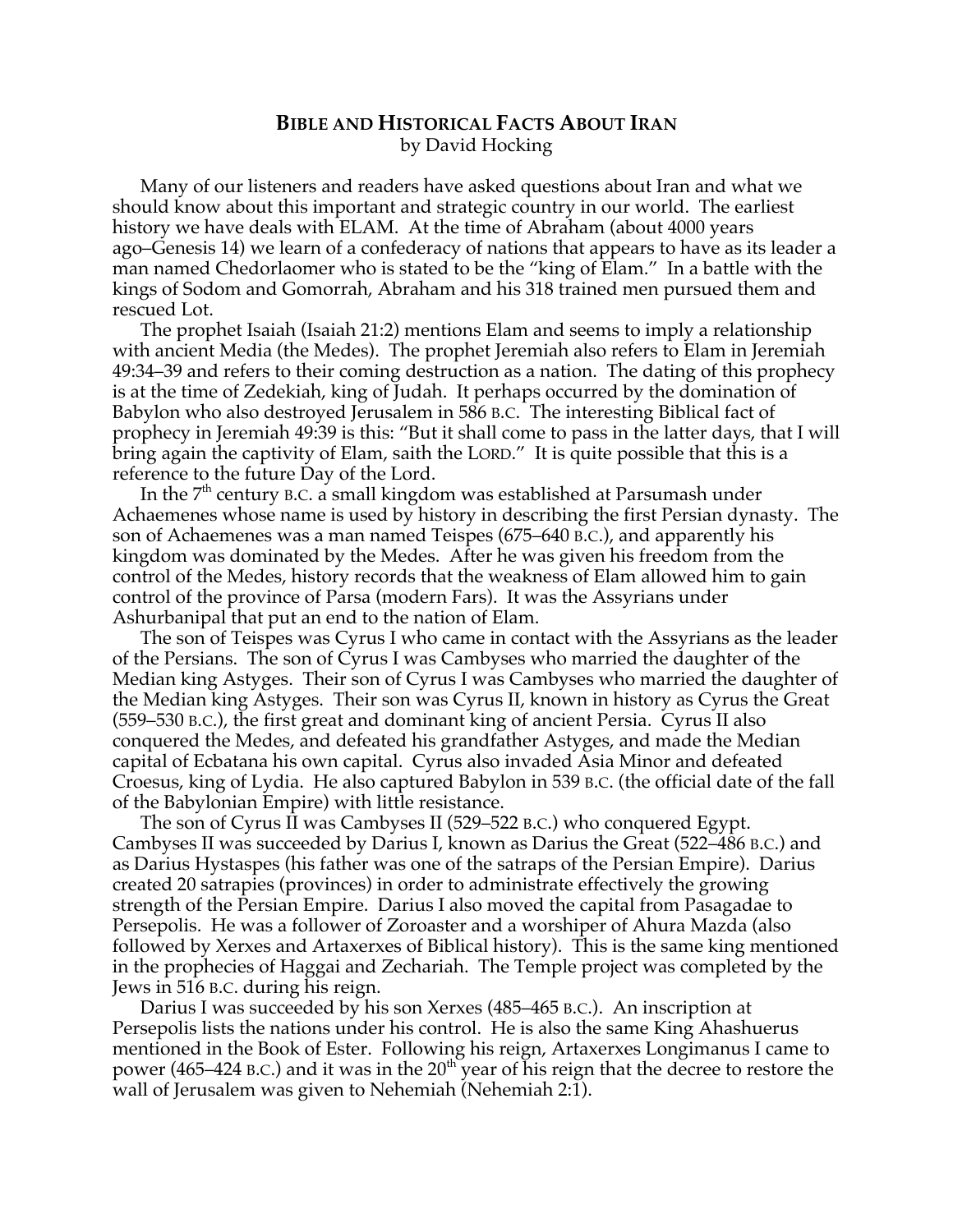**BIBLE AND HISTORICAL FACTS ABOUT IRAN**
by David Hocking

Many of our listeners and readers have asked questions about Iran and what we should know about this important and strategic country in our world. The earliest history we have deals with ELAM. At the time of Abraham (about 4000 years ago–Genesis 14) we learn of a confederacy of nations that appears to have as its leader a man named Chedorlaomer who is stated to be the "king of Elam." In a battle with the kings of Sodom and Gomorrah, Abraham and his 318 trained men pursued them and rescued Lot.

The prophet Isaiah (Isaiah 21:2) mentions Elam and seems to imply a relationship with ancient Media (the Medes). The prophet Jeremiah also refers to Elam in Jeremiah 49:34–39 and refers to their coming destruction as a nation. The dating of this prophecy is at the time of Zedekiah, king of Judah. It perhaps occurred by the domination of Babylon who also destroyed Jerusalem in 586 B.C. The interesting Biblical fact of prophecy in Jeremiah 49:39 is this: "But it shall come to pass in the latter days, that I will bring again the captivity of Elam, saith the LORD." It is quite possible that this is a reference to the future Day of the Lord.

In the 7th century B.C. a small kingdom was established at Parsumash under Achaemenes whose name is used by history in describing the first Persian dynasty. The son of Achaemenes was a man named Teispes (675–640 B.C.), and apparently his kingdom was dominated by the Medes. After he was given his freedom from the control of the Medes, history records that the weakness of Elam allowed him to gain control of the province of Parsa (modern Fars). It was the Assyrians under Ashurbanipal that put an end to the nation of Elam.

The son of Teispes was Cyrus I who came in contact with the Assyrians as the leader of the Persians. The son of Cyrus I was Cambyses who married the daughter of the Median king Astyges. Their son of Cyrus I was Cambyses who married the daughter of the Median king Astyges. Their son was Cyrus II, known in history as Cyrus the Great (559–530 B.C.), the first great and dominant king of ancient Persia. Cyrus II also conquered the Medes, and defeated his grandfather Astyges, and made the Median capital of Ecbatana his own capital. Cyrus also invaded Asia Minor and defeated Croesus, king of Lydia. He also captured Babylon in 539 B.C. (the official date of the fall of the Babylonian Empire) with little resistance.

The son of Cyrus II was Cambyses II (529–522 B.C.) who conquered Egypt. Cambyses II was succeeded by Darius I, known as Darius the Great (522–486 B.C.) and as Darius Hystaspes (his father was one of the satraps of the Persian Empire). Darius created 20 satrapies (provinces) in order to administrate effectively the growing strength of the Persian Empire. Darius I also moved the capital from Pasagadae to Persepolis. He was a follower of Zoroaster and a worshiper of Ahura Mazda (also followed by Xerxes and Artaxerxes of Biblical history). This is the same king mentioned in the prophecies of Haggai and Zechariah. The Temple project was completed by the Jews in 516 B.C. during his reign.

Darius I was succeeded by his son Xerxes (485–465 B.C.). An inscription at Persepolis lists the nations under his control. He is also the same King Ahashuerus mentioned in the Book of Ester. Following his reign, Artaxerxes Longimanus I came to power (465–424 B.C.) and it was in the 20th year of his reign that the decree to restore the wall of Jerusalem was given to Nehemiah (Nehemiah 2:1).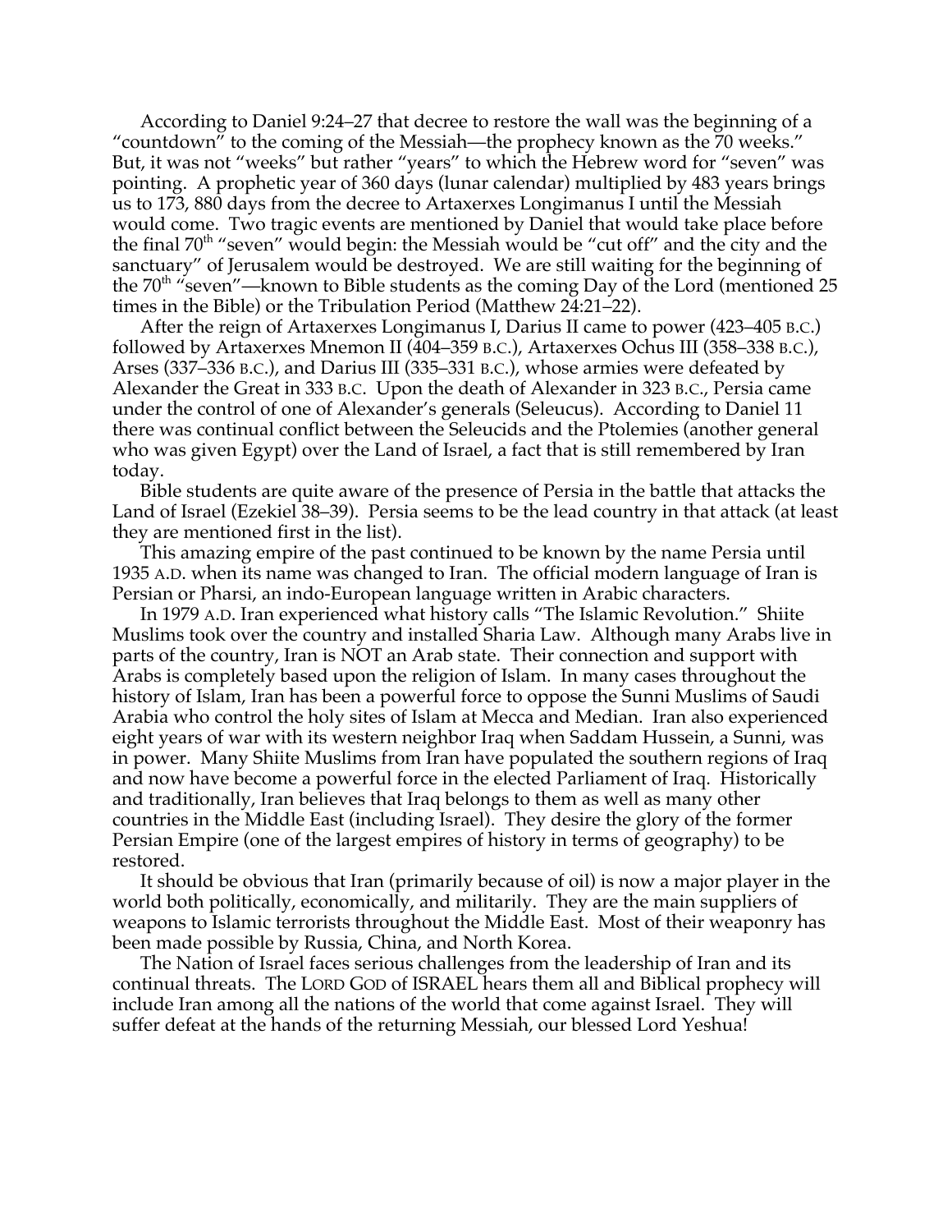According to Daniel 9:24–27 that decree to restore the wall was the beginning of a "countdown" to the coming of the Messiah—the prophecy known as the 70 weeks." But, it was not "weeks" but rather "years" to which the Hebrew word for "seven" was pointing. A prophetic year of 360 days (lunar calendar) multiplied by 483 years brings us to 173, 880 days from the decree to Artaxerxes Longimanus I until the Messiah would come. Two tragic events are mentioned by Daniel that would take place before the final 70th "seven" would begin: the Messiah would be "cut off" and the city and the sanctuary" of Jerusalem would be destroyed. We are still waiting for the beginning of the 70th "seven"—known to Bible students as the coming Day of the Lord (mentioned 25 times in the Bible) or the Tribulation Period (Matthew 24:21–22).

After the reign of Artaxerxes Longimanus I, Darius II came to power (423–405 B.C.) followed by Artaxerxes Mnemon II (404–359 B.C.), Artaxerxes Ochus III (358–338 B.C.), Arses (337–336 B.C.), and Darius III (335–331 B.C.), whose armies were defeated by Alexander the Great in 333 B.C. Upon the death of Alexander in 323 B.C., Persia came under the control of one of Alexander's generals (Seleucus). According to Daniel 11 there was continual conflict between the Seleucids and the Ptolemies (another general who was given Egypt) over the Land of Israel, a fact that is still remembered by Iran today.

Bible students are quite aware of the presence of Persia in the battle that attacks the Land of Israel (Ezekiel 38–39). Persia seems to be the lead country in that attack (at least they are mentioned first in the list).

This amazing empire of the past continued to be known by the name Persia until 1935 A.D. when its name was changed to Iran. The official modern language of Iran is Persian or Pharsi, an indo-European language written in Arabic characters.

In 1979 A.D. Iran experienced what history calls "The Islamic Revolution." Shiite Muslims took over the country and installed Sharia Law. Although many Arabs live in parts of the country, Iran is NOT an Arab state. Their connection and support with Arabs is completely based upon the religion of Islam. In many cases throughout the history of Islam, Iran has been a powerful force to oppose the Sunni Muslims of Saudi Arabia who control the holy sites of Islam at Mecca and Median. Iran also experienced eight years of war with its western neighbor Iraq when Saddam Hussein, a Sunni, was in power. Many Shiite Muslims from Iran have populated the southern regions of Iraq and now have become a powerful force in the elected Parliament of Iraq. Historically and traditionally, Iran believes that Iraq belongs to them as well as many other countries in the Middle East (including Israel). They desire the glory of the former Persian Empire (one of the largest empires of history in terms of geography) to be restored.

It should be obvious that Iran (primarily because of oil) is now a major player in the world both politically, economically, and militarily. They are the main suppliers of weapons to Islamic terrorists throughout the Middle East. Most of their weaponry has been made possible by Russia, China, and North Korea.

The Nation of Israel faces serious challenges from the leadership of Iran and its continual threats. The LORD GOD of ISRAEL hears them all and Biblical prophecy will include Iran among all the nations of the world that come against Israel. They will suffer defeat at the hands of the returning Messiah, our blessed Lord Yeshua!